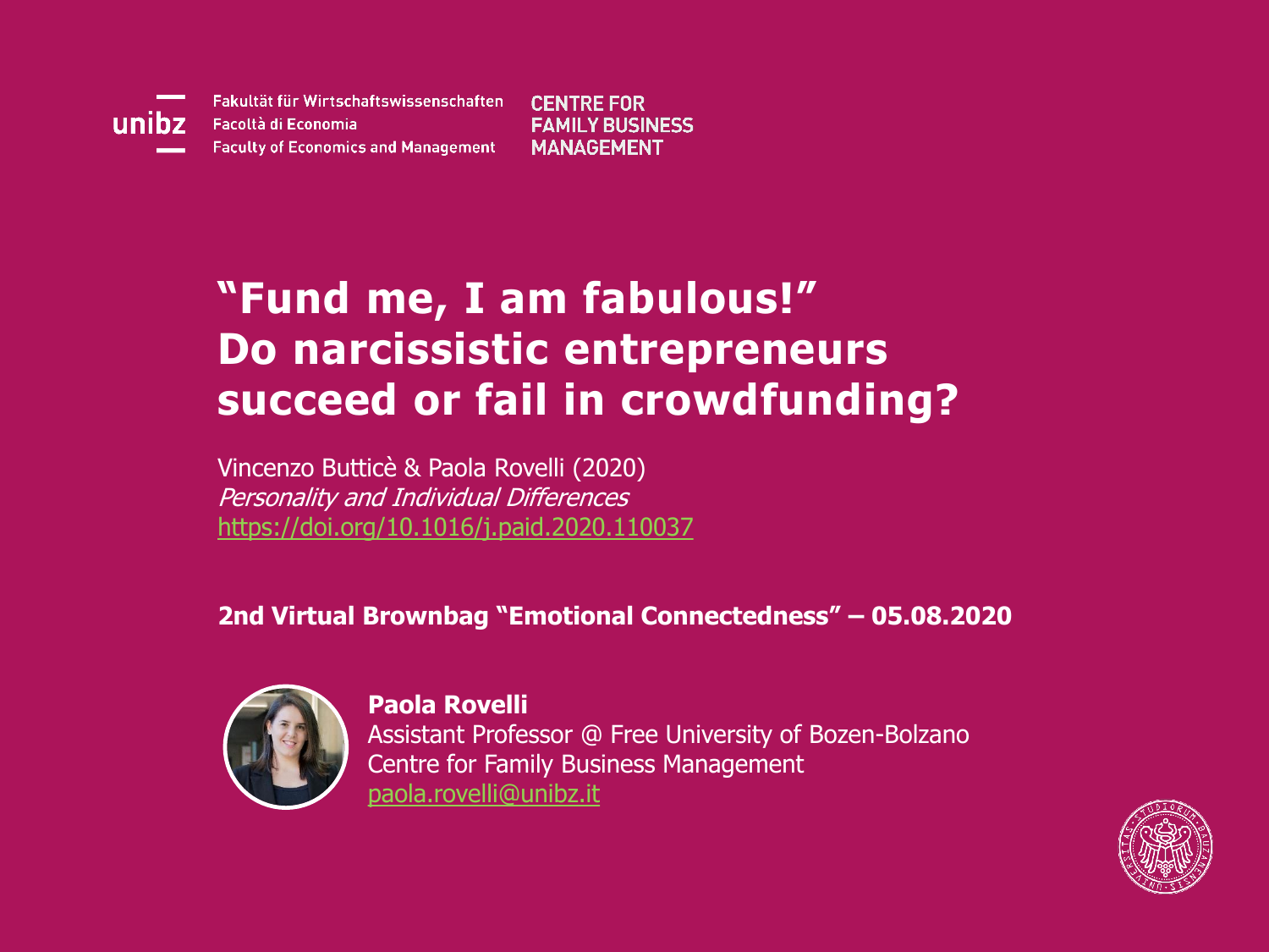unibz

Fakultät für Wirtschaftswissenschaften
Facoltà di Economia
Faculty of Economics and Management

**CENTRE FOR FAMILY BUSINESS MANAGEMENT**

# "Fund me, I am fabulous!" Do narcissistic entrepreneurs succeed or fail in crowdfunding?

Vincenzo Butticè & Paola Rovelli (2020)
*Personality and Individual Differences*
https://doi.org/10.1016/j.paid.2020.110037

**2nd Virtual Brownbag "Emotional Connectedness" – 05.08.2020**

**Paola Rovelli**
Assistant Professor @ Free University of Bozen-Bolzano
Centre for Family Business Management
paola.rovelli@unibz.it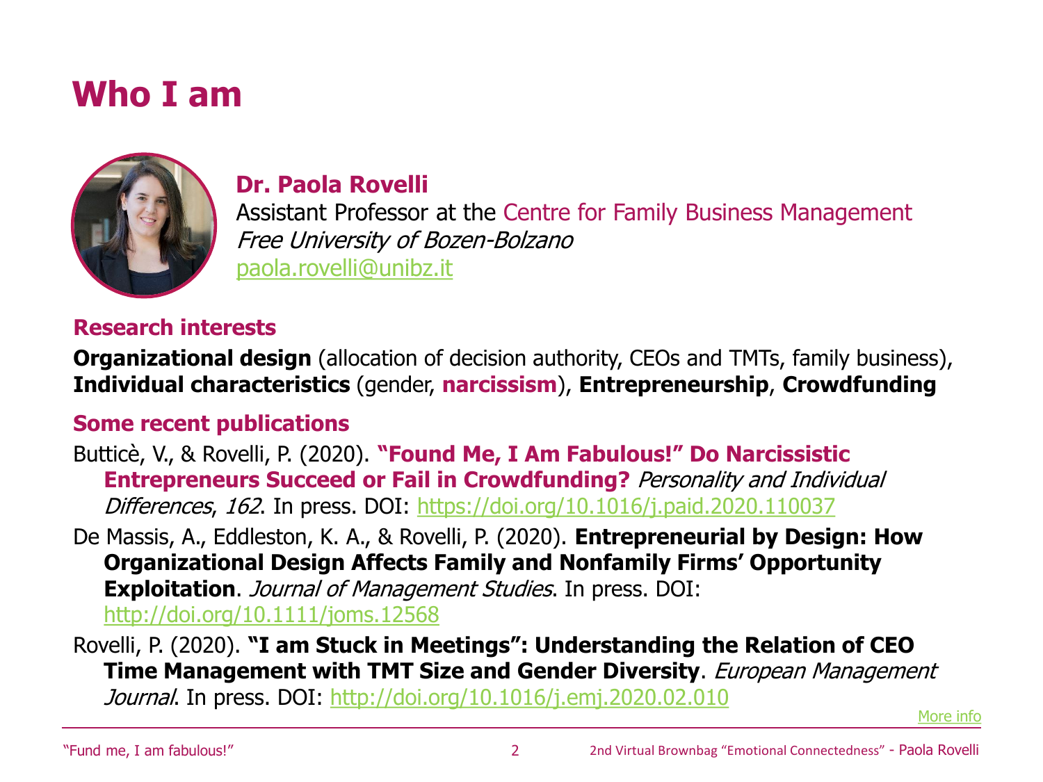# Who I am

**Dr. Paola Rovelli**
Assistant Professor at the Centre for Family Business Management
*Free University of Bozen-Bolzano*
paola.rovelli@unibz.it

## Research interests

**Organizational design** (allocation of decision authority, CEOs and TMTs, family business), **Individual characteristics** (gender, **narcissism**), **Entrepreneurship**, **Crowdfunding**

## Some recent publications

Butticè, V., & Rovelli, P. (2020). **"Found Me, I Am Fabulous!" Do Narcissistic Entrepreneurs Succeed or Fail in Crowdfunding?** *Personality and Individual Differences*, *162*. In press. DOI: https://doi.org/10.1016/j.paid.2020.110037

De Massis, A., Eddleston, K. A., & Rovelli, P. (2020). **Entrepreneurial by Design: How Organizational Design Affects Family and Nonfamily Firms' Opportunity Exploitation**. *Journal of Management Studies*. In press. DOI: http://doi.org/10.1111/joms.12568

Rovelli, P. (2020). **"I am Stuck in Meetings": Understanding the Relation of CEO Time Management with TMT Size and Gender Diversity**. *European Management Journal*. In press. DOI: http://doi.org/10.1016/j.emj.2020.02.010

More info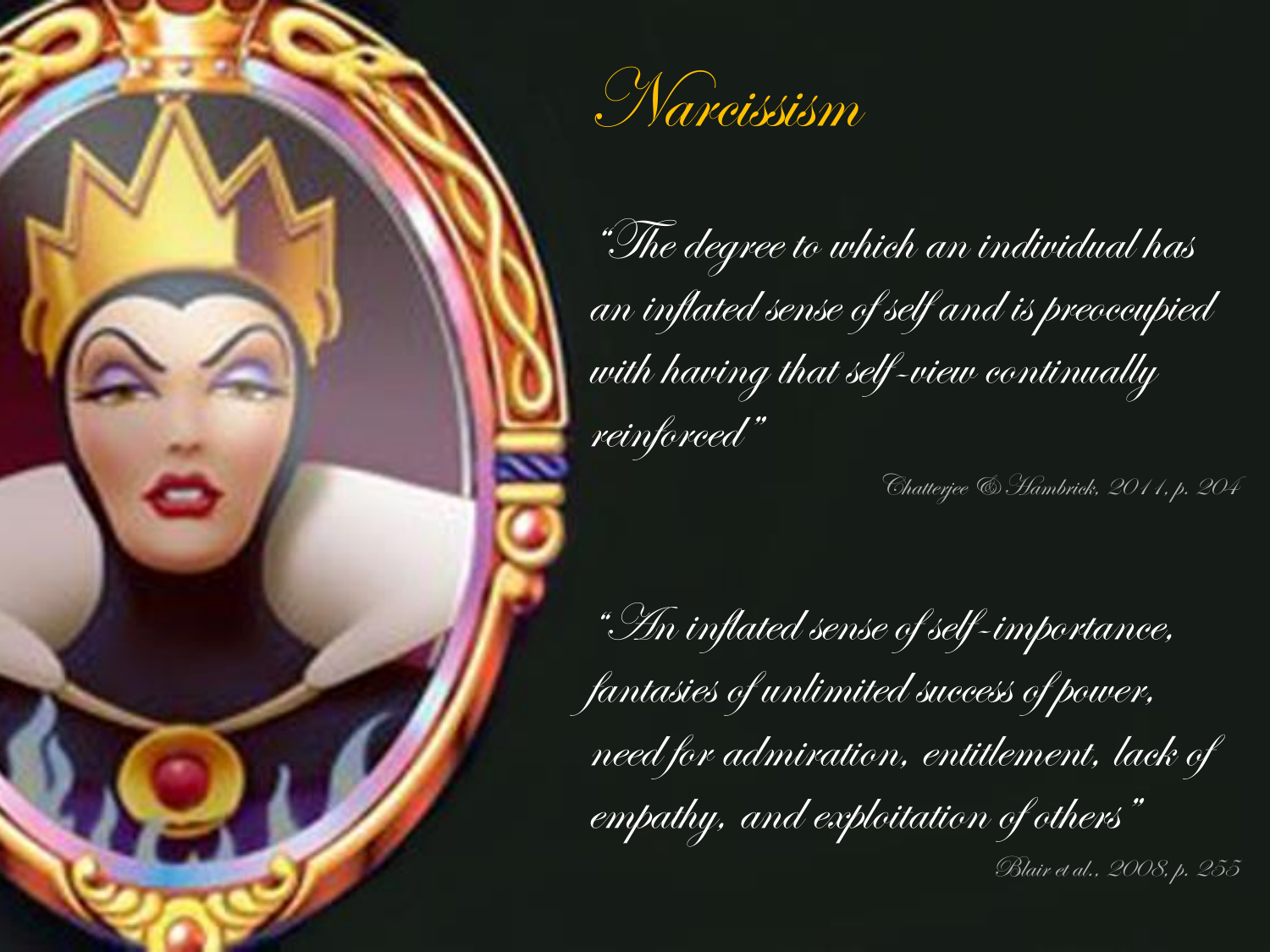# Narcissism

*"The degree to which an individual has an inflated sense of self and is preoccupied with having that self-view continually reinforced"*

Chatterjee & Hambrick, 2011, p. 204

*"An inflated sense of self-importance, fantasies of unlimited success of power, need for admiration, entitlement, lack of empathy, and exploitation of others"*

Blair et al., 2008, p. 255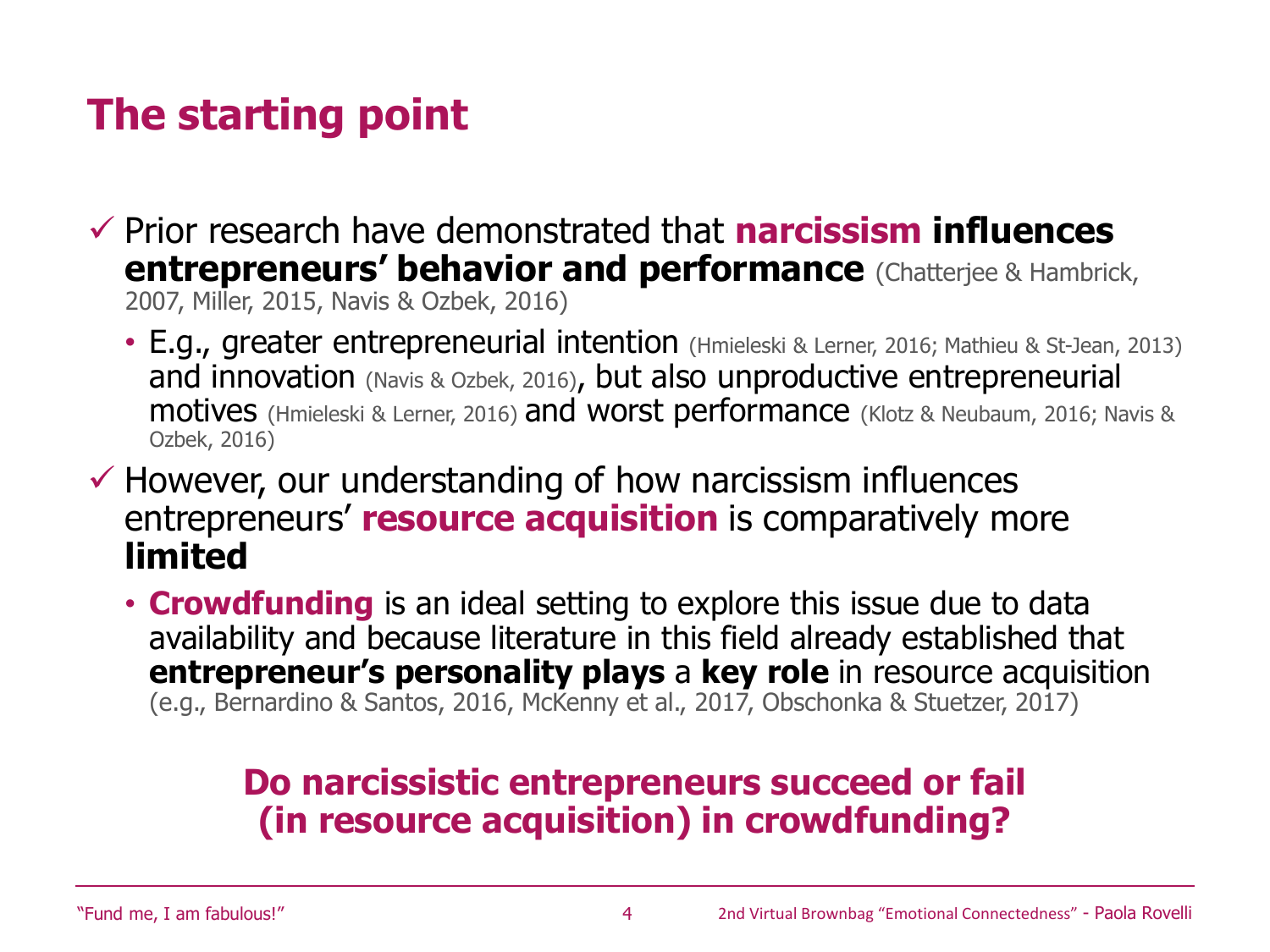# The starting point

- ✓ Prior research have demonstrated that **narcissism influences entrepreneurs' behavior and performance** (Chatterjee & Hambrick, 2007, Miller, 2015, Navis & Ozbek, 2016)
  - E.g., greater entrepreneurial intention (Hmieleski & Lerner, 2016; Mathieu & St-Jean, 2013) and innovation (Navis & Ozbek, 2016), but also unproductive entrepreneurial motives (Hmieleski & Lerner, 2016) and worst performance (Klotz & Neubaum, 2016; Navis & Ozbek, 2016)
- ✓ However, our understanding of how narcissism influences entrepreneurs' **resource acquisition** is comparatively more **limited**
  - **Crowdfunding** is an ideal setting to explore this issue due to data availability and because literature in this field already established that **entrepreneur's personality plays** a **key role** in resource acquisition (e.g., Bernardino & Santos, 2016, McKenny et al., 2017, Obschonka & Stuetzer, 2017)

**Do narcissistic entrepreneurs succeed or fail (in resource acquisition) in crowdfunding?**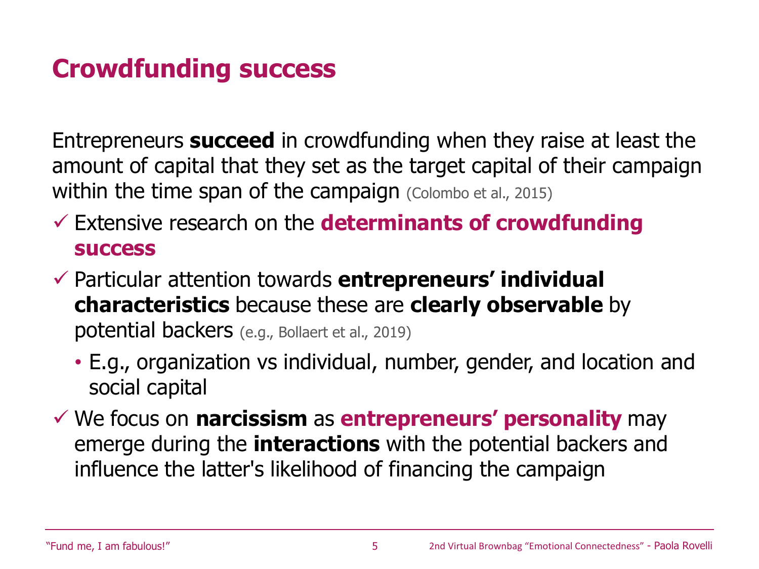# Crowdfunding success

Entrepreneurs **succeed** in crowdfunding when they raise at least the amount of capital that they set as the target capital of their campaign within the time span of the campaign (Colombo et al., 2015)

- ✓ Extensive research on the **determinants of crowdfunding success**
- ✓ Particular attention towards **entrepreneurs' individual characteristics** because these are **clearly observable** by potential backers (e.g., Bollaert et al., 2019)
  - E.g., organization vs individual, number, gender, and location and social capital
- ✓ We focus on **narcissism** as **entrepreneurs' personality** may emerge during the **interactions** with the potential backers and influence the latter's likelihood of financing the campaign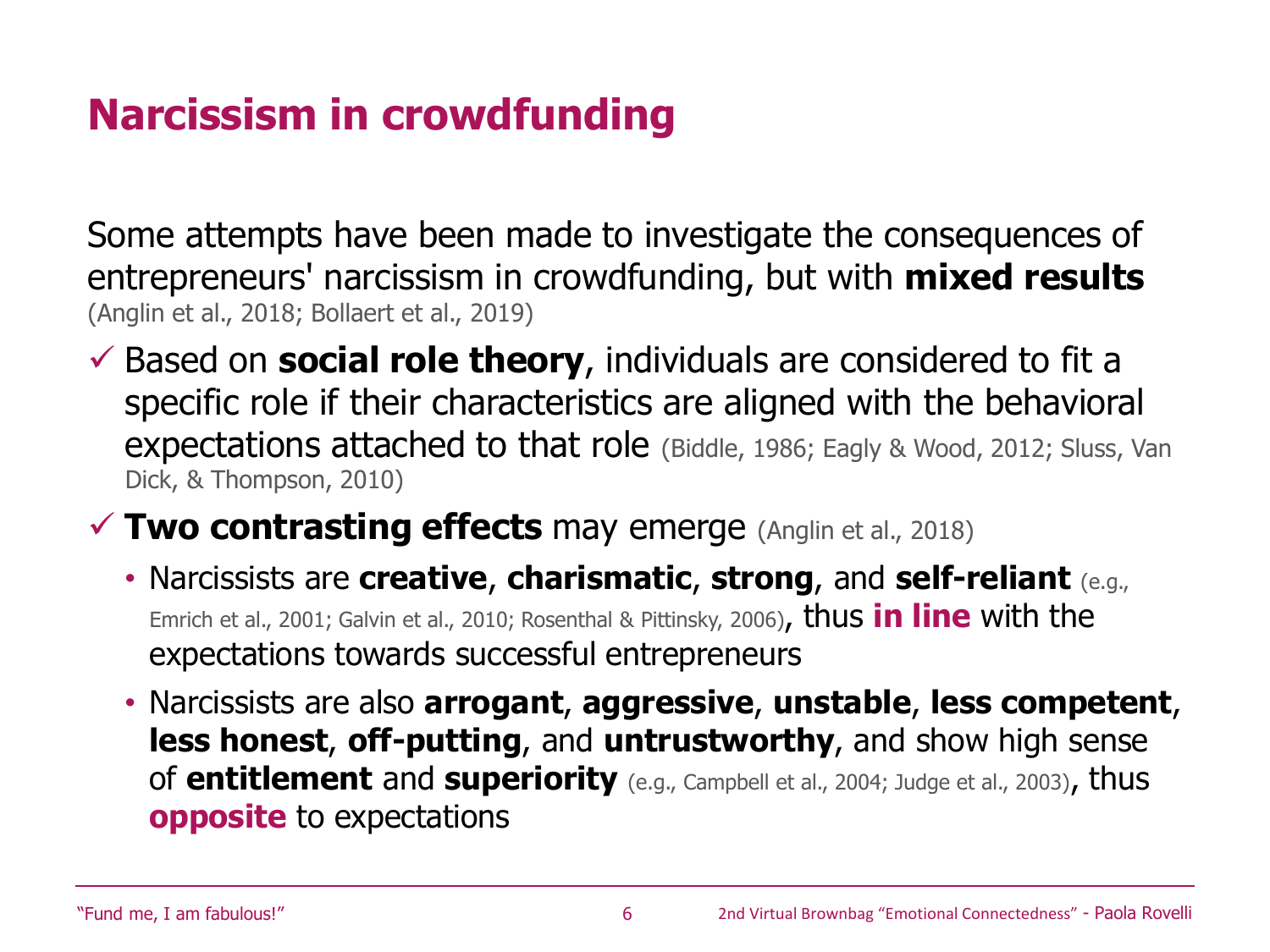# Narcissism in crowdfunding

Some attempts have been made to investigate the consequences of entrepreneurs' narcissism in crowdfunding, but with **mixed results** (Anglin et al., 2018; Bollaert et al., 2019)

- ✓ Based on **social role theory**, individuals are considered to fit a specific role if their characteristics are aligned with the behavioral expectations attached to that role (Biddle, 1986; Eagly & Wood, 2012; Sluss, Van Dick, & Thompson, 2010)
- ✓ **Two contrasting effects** may emerge (Anglin et al., 2018)
  - Narcissists are **creative**, **charismatic**, **strong**, and **self-reliant** (e.g., Emrich et al., 2001; Galvin et al., 2010; Rosenthal & Pittinsky, 2006), thus **in line** with the expectations towards successful entrepreneurs
  - Narcissists are also **arrogant**, **aggressive**, **unstable**, **less competent**, **less honest**, **off-putting**, and **untrustworthy**, and show high sense of **entitlement** and **superiority** (e.g., Campbell et al., 2004; Judge et al., 2003), thus **opposite** to expectations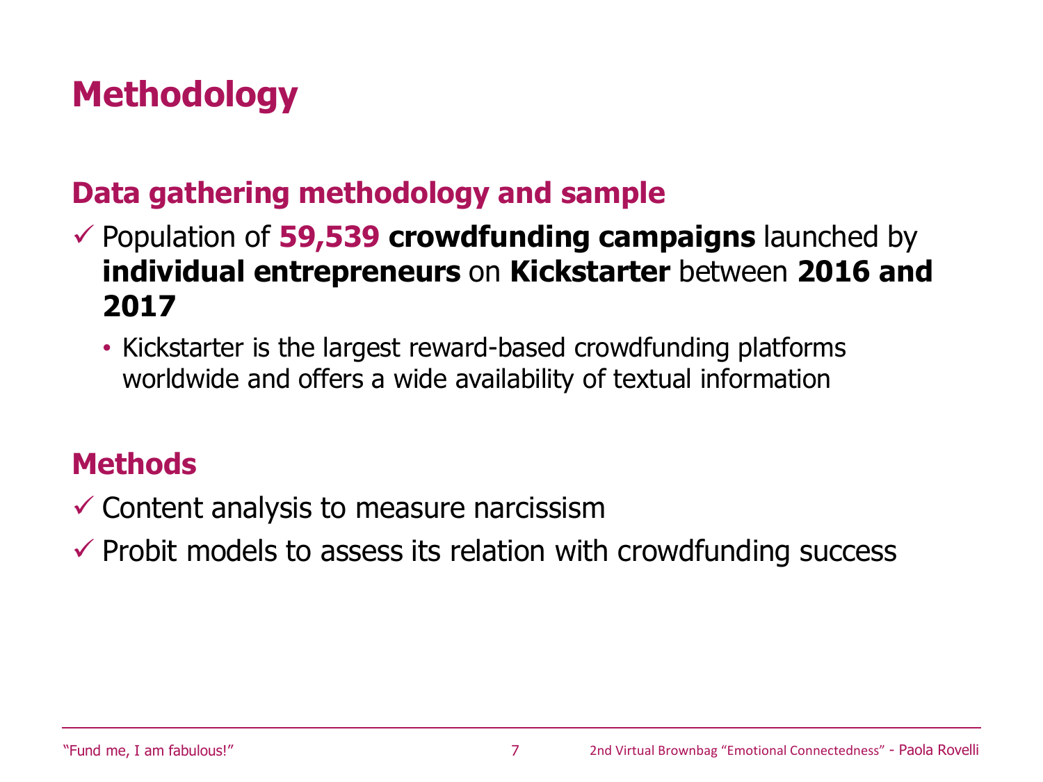# Methodology

## Data gathering methodology and sample

- ✓ Population of **59,539 crowdfunding campaigns** launched by **individual entrepreneurs** on **Kickstarter** between **2016 and 2017**
  - Kickstarter is the largest reward-based crowdfunding platforms worldwide and offers a wide availability of textual information

## Methods

- ✓ Content analysis to measure narcissism
- ✓ Probit models to assess its relation with crowdfunding success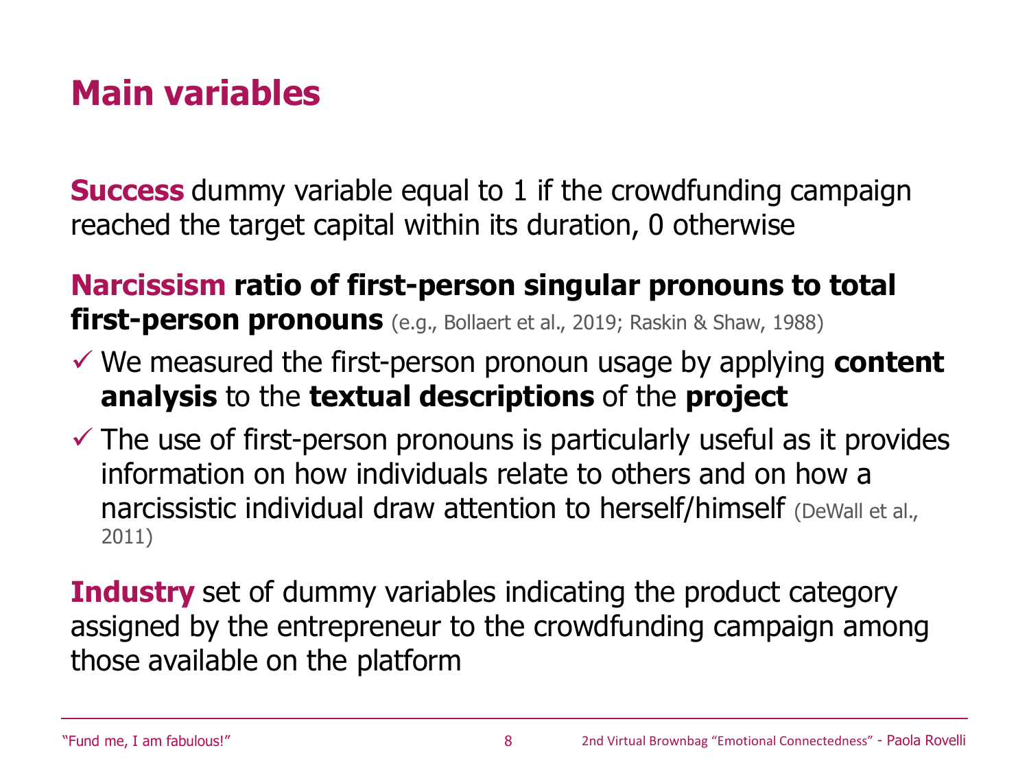# Main variables

**Success** dummy variable equal to 1 if the crowdfunding campaign reached the target capital within its duration, 0 otherwise

**Narcissism ratio of first-person singular pronouns to total first-person pronouns** (e.g., Bollaert et al., 2019; Raskin & Shaw, 1988)

- ✓ We measured the first-person pronoun usage by applying **content analysis** to the **textual descriptions** of the **project**
- ✓ The use of first-person pronouns is particularly useful as it provides information on how individuals relate to others and on how a narcissistic individual draw attention to herself/himself (DeWall et al., 2011)

**Industry** set of dummy variables indicating the product category assigned by the entrepreneur to the crowdfunding campaign among those available on the platform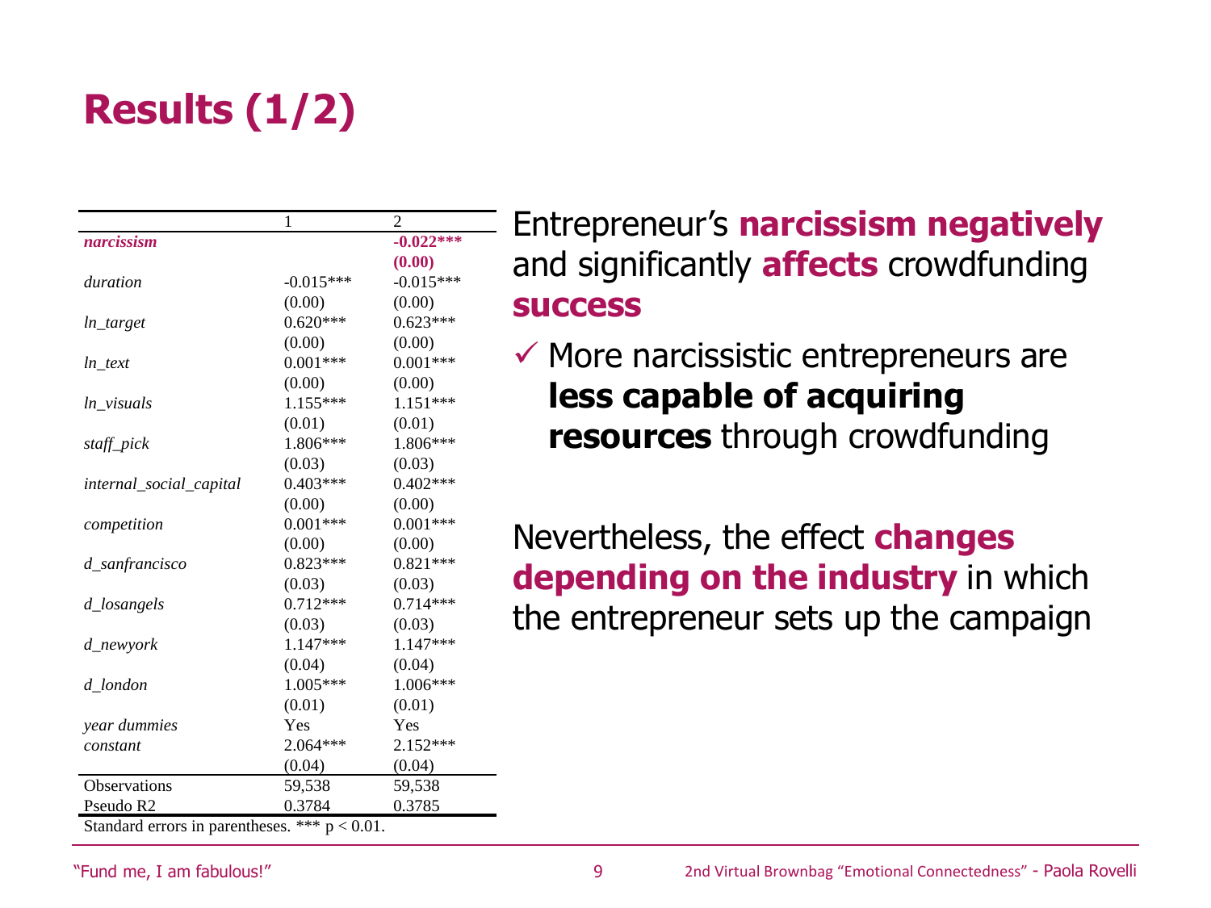# Results (1/2)

| | 1 | 2 |
|---|---|---|
| ***narcissism*** | | **-0.022*****<br>**(0.00)** |
| *duration* | -0.015***<br>(0.00) | -0.015***<br>(0.00) |
| *ln_target* | 0.620***<br>(0.00) | 0.623***<br>(0.00) |
| *ln_text* | 0.001***<br>(0.00) | 0.001***<br>(0.00) |
| *ln_visuals* | 1.155***<br>(0.01) | 1.151***<br>(0.01) |
| *staff_pick* | 1.806***<br>(0.03) | 1.806***<br>(0.03) |
| *internal_social_capital* | 0.403***<br>(0.00) | 0.402***<br>(0.00) |
| *competition* | 0.001***<br>(0.00) | 0.001***<br>(0.00) |
| *d_sanfrancisco* | 0.823***<br>(0.03) | 0.821***<br>(0.03) |
| *d_losangels* | 0.712***<br>(0.03) | 0.714***<br>(0.03) |
| *d_newyork* | 1.147***<br>(0.04) | 1.147***<br>(0.04) |
| *d_london* | 1.005***<br>(0.01) | 1.006***<br>(0.01) |
| *year dummies* | Yes | Yes |
| *constant* | 2.064***<br>(0.04) | 2.152***<br>(0.04) |
| Observations | 59,538 | 59,538 |
| Pseudo R2 | 0.3784 | 0.3785 |

Standard errors in parentheses. *** $p < 0.01$.

Entrepreneur's **narcissism negatively** and significantly **affects** crowdfunding **success**

- ✓ More narcissistic entrepreneurs are **less capable of acquiring resources** through crowdfunding

Nevertheless, the effect **changes depending on the industry** in which the entrepreneur sets up the campaign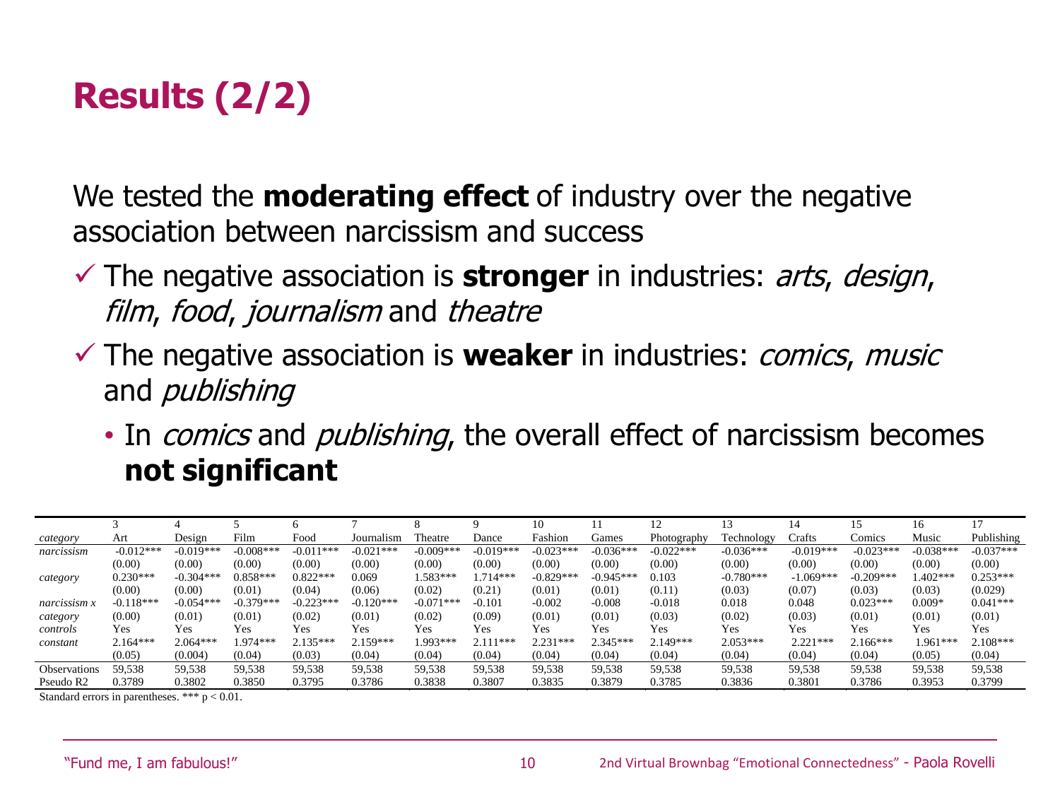# Results (2/2)

We tested the **moderating effect** of industry over the negative association between narcissism and success

- ✓ The negative association is **stronger** in industries: *arts*, *design*, *film*, *food*, *journalism* and *theatre*
- ✓ The negative association is **weaker** in industries: *comics*, *music* and *publishing*
  - In *comics* and *publishing*, the overall effect of narcissism becomes **not significant**

| | 3 | 4 | 5 | 6 | 7 | 8 | 9 | 10 | 11 | 12 | 13 | 14 | 15 | 16 | 17 |
|---|---|---|---|---|---|---|---|---|---|---|---|---|---|---|---|
| *category* | Art | Design | Film | Food | Journalism | Theatre | Dance | Fashion | Games | Photography | Technology | Crafts | Comics | Music | Publishing |
| *narcissism* | -0.012*** | -0.019*** | -0.008*** | -0.011*** | -0.021*** | -0.009*** | -0.019*** | -0.023*** | -0.036*** | -0.022*** | -0.036*** | -0.019*** | -0.023*** | -0.038*** | -0.037*** |
| | (0.00) | (0.00) | (0.00) | (0.00) | (0.00) | (0.00) | (0.00) | (0.00) | (0.00) | (0.00) | (0.00) | (0.00) | (0.00) | (0.00) | (0.00) |
| *category* | 0.230*** | -0.304*** | 0.858*** | 0.822*** | 0.069 | 1.583*** | 1.714*** | -0.829*** | -0.945*** | 0.103 | -0.780*** | -1.069*** | -0.209*** | 1.402*** | 0.253*** |
| | (0.00) | (0.00) | (0.01) | (0.04) | (0.06) | (0.02) | (0.21) | (0.01) | (0.01) | (0.11) | (0.03) | (0.07) | (0.03) | (0.03) | (0.029) |
| *narcissism x category* | -0.118*** | -0.054*** | -0.379*** | -0.223*** | -0.120*** | -0.071*** | -0.101 | -0.002 | -0.008 | -0.018 | 0.018 | 0.048 | 0.023*** | 0.009* | 0.041*** |
| | (0.00) | (0.01) | (0.01) | (0.02) | (0.01) | (0.02) | (0.09) | (0.01) | (0.01) | (0.03) | (0.02) | (0.03) | (0.01) | (0.01) | (0.01) |
| *controls* | Yes | Yes | Yes | Yes | Yes | Yes | Yes | Yes | Yes | Yes | Yes | Yes | Yes | Yes | Yes |
| *constant* | 2.164*** | 2.064*** | 1.974*** | 2.135*** | 2.159*** | 1.993*** | 2.111*** | 2.231*** | 2.345*** | 2.149*** | 2.053*** | 2.221*** | 2.166*** | 1.961*** | 2.108*** |
| | (0.05) | (0.004) | (0.04) | (0.03) | (0.04) | (0.04) | (0.04) | (0.04) | (0.04) | (0.04) | (0.04) | (0.04) | (0.04) | (0.05) | (0.04) |
| Observations | 59,538 | 59,538 | 59,538 | 59,538 | 59,538 | 59,538 | 59,538 | 59,538 | 59,538 | 59,538 | 59,538 | 59,538 | 59,538 | 59,538 | 59,538 |
| Pseudo R2 | 0.3789 | 0.3802 | 0.3850 | 0.3795 | 0.3786 | 0.3838 | 0.3807 | 0.3835 | 0.3879 | 0.3785 | 0.3836 | 0.3801 | 0.3786 | 0.3953 | 0.3799 |

Standard errors in parentheses. *** $p < 0.01$.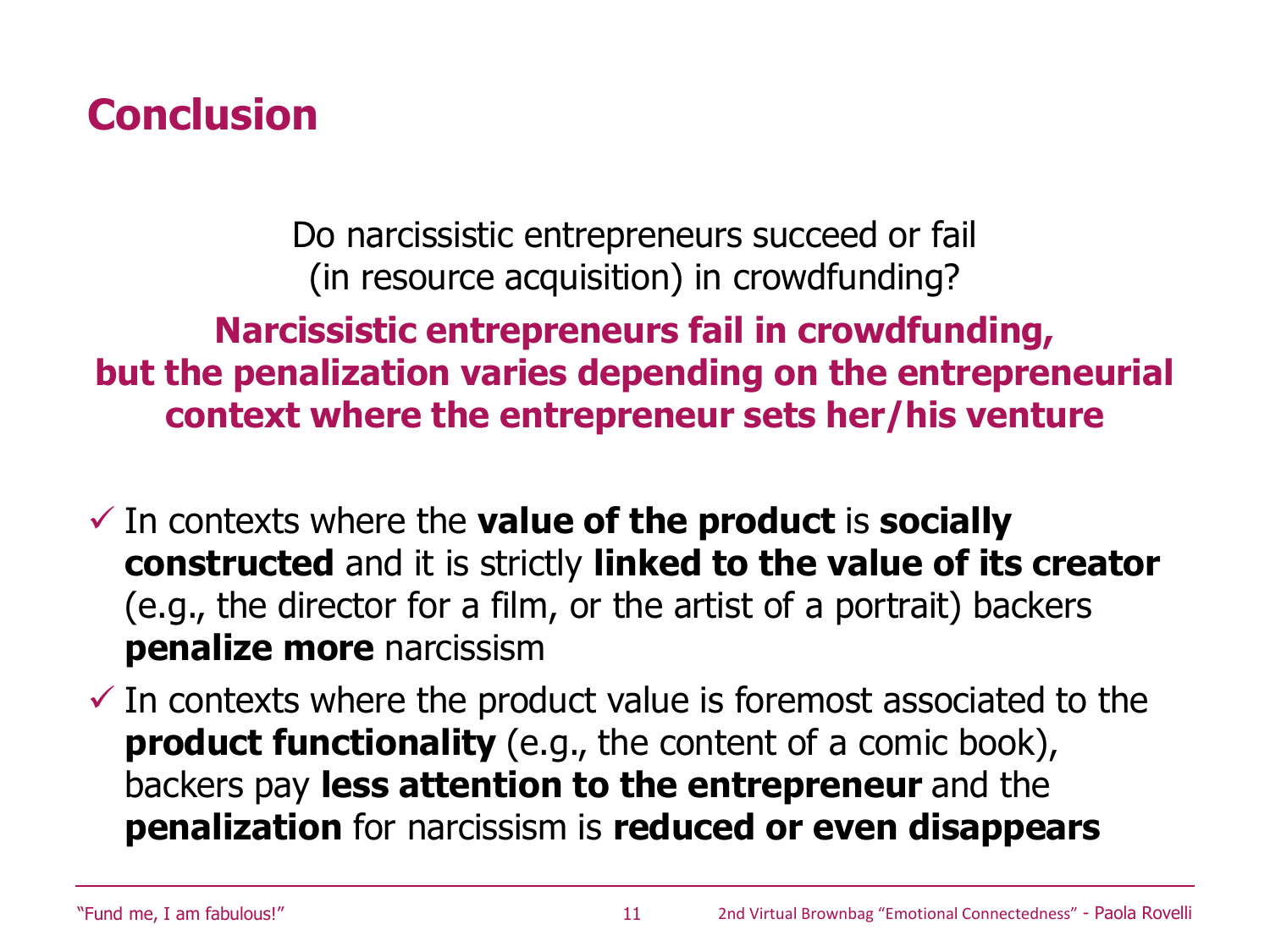# Conclusion

Do narcissistic entrepreneurs succeed or fail (in resource acquisition) in crowdfunding?

**Narcissistic entrepreneurs fail in crowdfunding, but the penalization varies depending on the entrepreneurial context where the entrepreneur sets her/his venture**

- ✓ In contexts where the **value of the product** is **socially constructed** and it is strictly **linked to the value of its creator** (e.g., the director for a film, or the artist of a portrait) backers **penalize more** narcissism
- ✓ In contexts where the product value is foremost associated to the **product functionality** (e.g., the content of a comic book), backers pay **less attention to the entrepreneur** and the **penalization** for narcissism is **reduced or even disappears**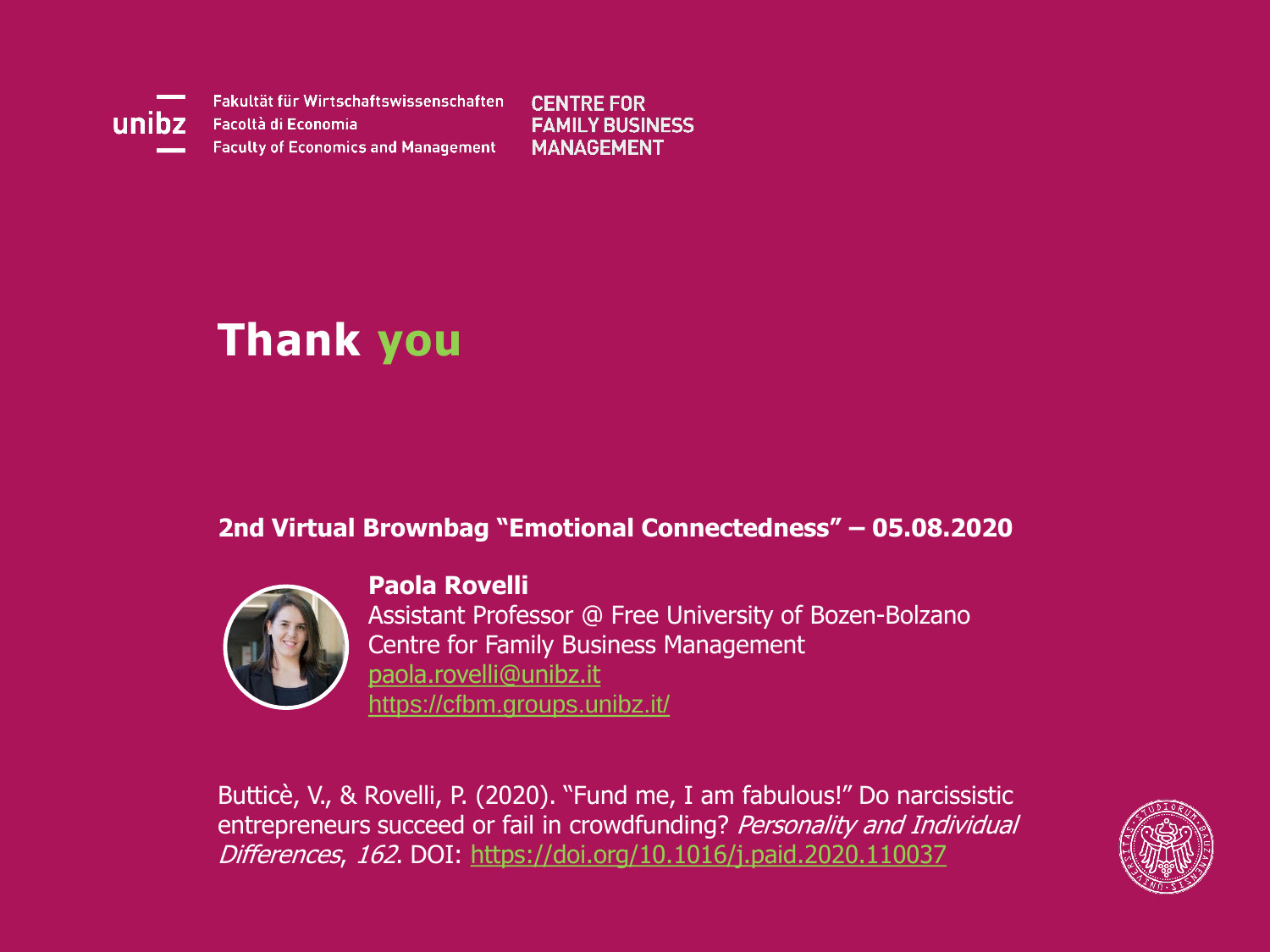Fakultät für Wirtschaftswissenschaften
Facoltà di Economia
Faculty of Economics and Management

CENTRE FOR FAMILY BUSINESS MANAGEMENT

# Thank you

**2nd Virtual Brownbag "Emotional Connectedness" – 05.08.2020**

**Paola Rovelli**
Assistant Professor @ Free University of Bozen-Bolzano
Centre for Family Business Management
paola.rovelli@unibz.it
https://cfbm.groups.unibz.it/

Butticè, V., & Rovelli, P. (2020). "Fund me, I am fabulous!" Do narcissistic entrepreneurs succeed or fail in crowdfunding? *Personality and Individual Differences*, *162*. DOI: https://doi.org/10.1016/j.paid.2020.110037